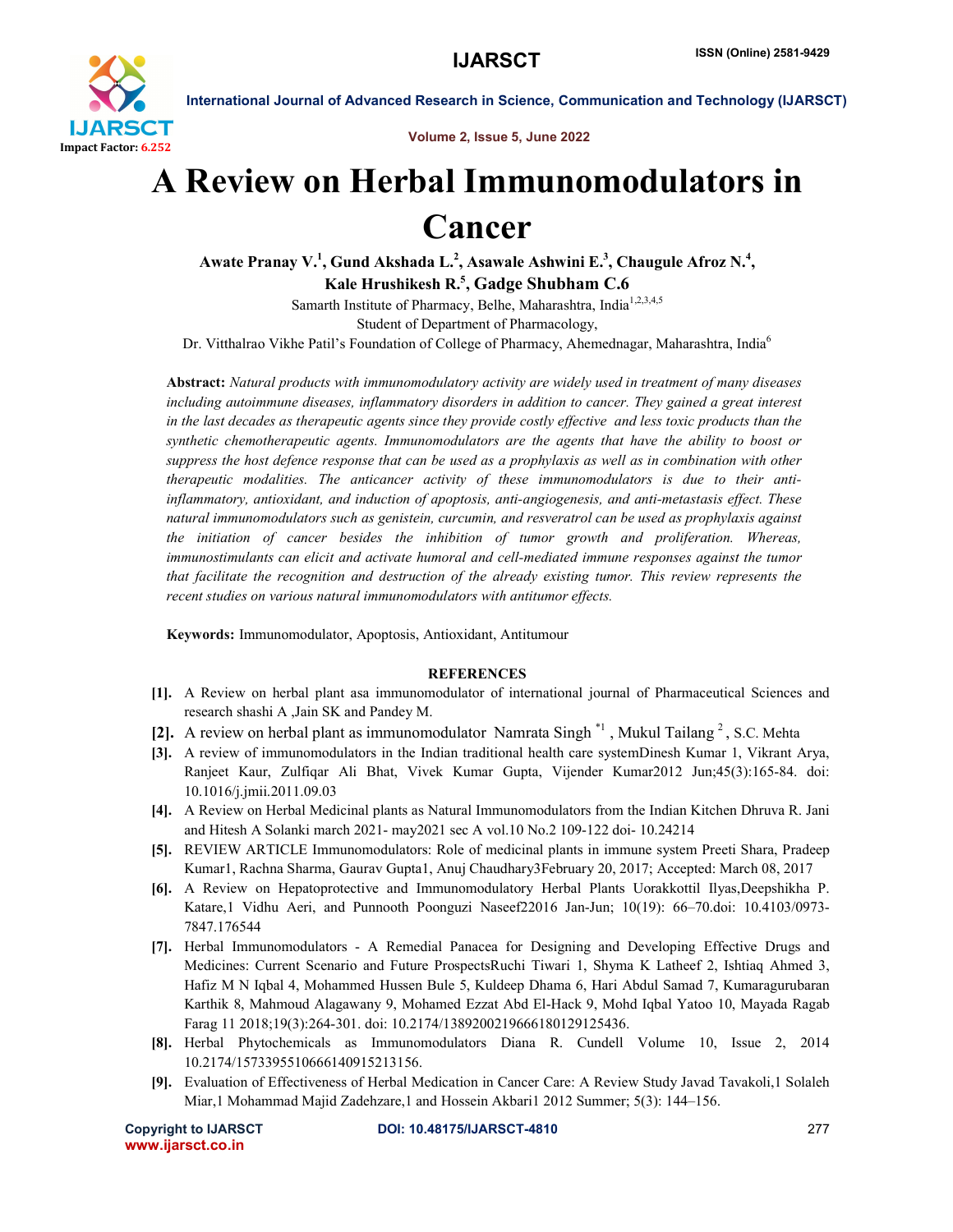# A Review on Herbal Immunomodulators in Cancer

**Awate Pranay V.[1], Gund Akshada L.[2], Asawale Ashwini E.[3], Chaugule Afroz N.[4], Kale Hrushikesh R.[5], Gadge Shubham C.6**

Samarth Institute of Pharmacy, Belhe, Maharashtra, India[1,2,3,4,5]

Student of Department of Pharmacology,

Dr. Vitthalrao Vikhe Patil's Foundation of College of Pharmacy, Ahemednagar, Maharashtra, India[6]

**Abstract:** *Natural products with immunomodulatory activity are widely used in treatment of many diseases including autoimmune diseases, inflammatory disorders in addition to cancer. They gained a great interest in the last decades as therapeutic agents since they provide costly effective and less toxic products than the synthetic chemotherapeutic agents. Immunomodulators are the agents that have the ability to boost or suppress the host defence response that can be used as a prophylaxis as well as in combination with other therapeutic modalities. The anticancer activity of these immunomodulators is due to their anti-inflammatory, antioxidant, and induction of apoptosis, anti-angiogenesis, and anti-metastasis effect. These natural immunomodulators such as genistein, curcumin, and resveratrol can be used as prophylaxis against the initiation of cancer besides the inhibition of tumor growth and proliferation. Whereas, immunostimulants can elicit and activate humoral and cell-mediated immune responses against the tumor that facilitate the recognition and destruction of the already existing tumor. This review represents the recent studies on various natural immunomodulators with antitumor effects.*

**Keywords:** Immunomodulator, Apoptosis, Antioxidant, Antitumour

## REFERENCES

[1]. A Review on herbal plant asa immunomodulator of international journal of Pharmaceutical Sciences and research shashi A ,Jain SK and Pandey M.

[2]. A review on herbal plant as immunomodulator Namrata Singh *1 , Mukul Tailang 2 , S.C. Mehta

[3]. A review of immunomodulators in the Indian traditional health care systemDinesh Kumar 1, Vikrant Arya, Ranjeet Kaur, Zulfiqar Ali Bhat, Vivek Kumar Gupta, Vijender Kumar2012 Jun;45(3):165-84. doi: 10.1016/j.jmii.2011.09.03

[4]. A Review on Herbal Medicinal plants as Natural Immunomodulators from the Indian Kitchen Dhruva R. Jani and Hitesh A Solanki march 2021- may2021 sec A vol.10 No.2 109-122 doi- 10.24214

[5]. REVIEW ARTICLE Immunomodulators: Role of medicinal plants in immune system Preeti Shara, Pradeep Kumar1, Rachna Sharma, Gaurav Gupta1, Anuj Chaudhary3February 20, 2017; Accepted: March 08, 2017

[6]. A Review on Hepatoprotective and Immunomodulatory Herbal Plants Uorakkottil Ilyas,Deepshikha P. Katare,1 Vidhu Aeri, and Punnooth Poonguzi Naseef22016 Jan-Jun; 10(19): 66–70.doi: 10.4103/0973-7847.176544

[7]. Herbal Immunomodulators - A Remedial Panacea for Designing and Developing Effective Drugs and Medicines: Current Scenario and Future ProspectsRuchi Tiwari 1, Shyma K Latheef 2, Ishtiaq Ahmed 3, Hafiz M N Iqbal 4, Mohammed Hussen Bule 5, Kuldeep Dhama 6, Hari Abdul Samad 7, Kumaragurubaran Karthik 8, Mahmoud Alagawany 9, Mohamed Ezzat Abd El-Hack 9, Mohd Iqbal Yatoo 10, Mayada Ragab Farag 11 2018;19(3):264-301. doi: 10.2174/1389200219666180129125436.

[8]. Herbal Phytochemicals as Immunomodulators Diana R. Cundell Volume 10, Issue 2, 2014 10.2174/1573395510666140915213156.

[9]. Evaluation of Effectiveness of Herbal Medication in Cancer Care: A Review Study Javad Tavakoli,1 Solaleh Miar,1 Mohammad Majid Zadehzare,1 and Hossein Akbari1 2012 Summer; 5(3): 144–156.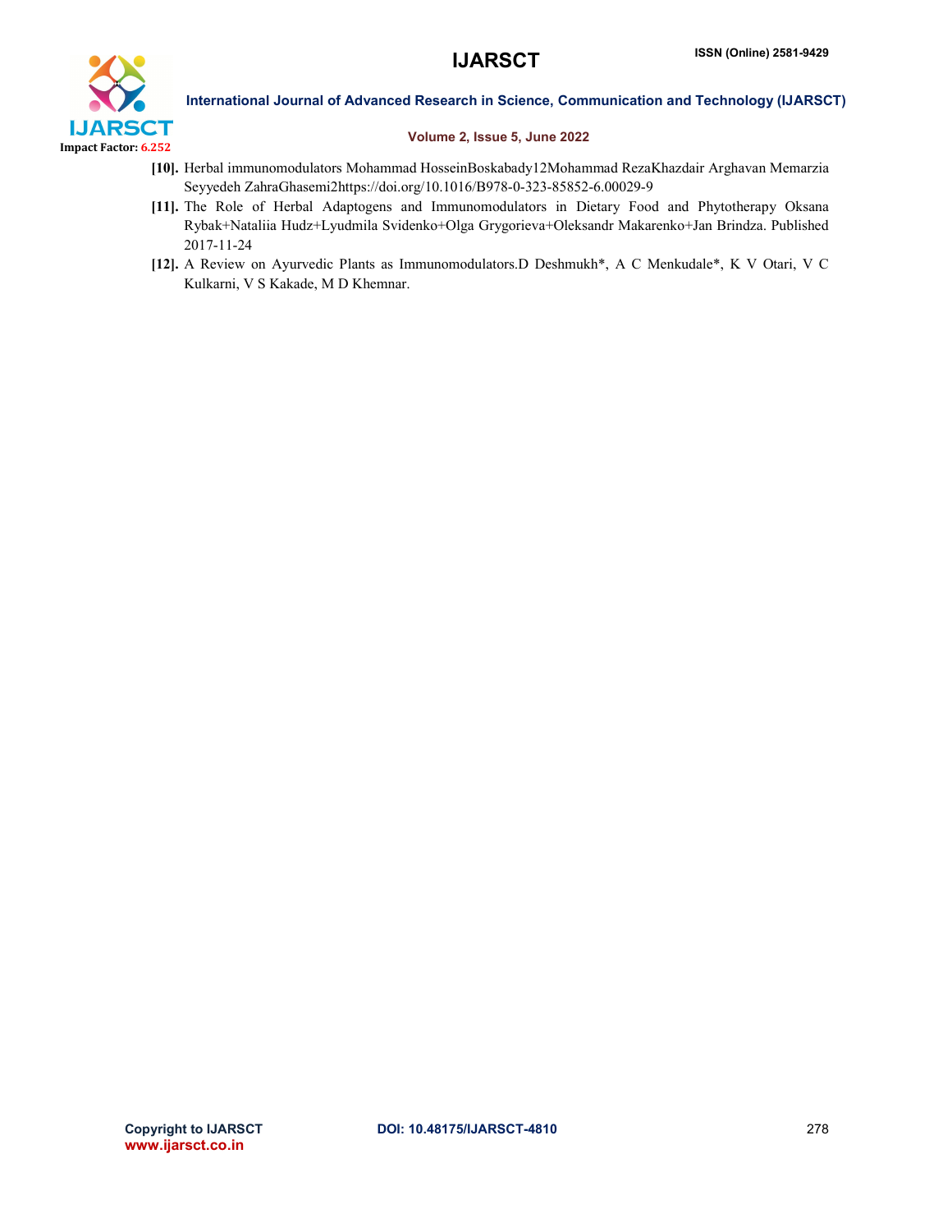[10]. Herbal immunomodulators Mohammad HosseinBoskabady12Mohammad RezaKhazdair Arghavan Memarzia Seyyedeh ZahraGhasemi2https://doi.org/10.1016/B978-0-323-85852-6.00029-9

[11]. The Role of Herbal Adaptogens and Immunomodulators in Dietary Food and Phytotherapy Oksana Rybak+Nataliia Hudz+Lyudmila Svidenko+Olga Grygorieva+Oleksandr Makarenko+Jan Brindza. Published 2017-11-24

[12]. A Review on Ayurvedic Plants as Immunomodulators.D Deshmukh*, A C Menkudale*, K V Otari, V C Kulkarni, V S Kakade, M D Khemnar.